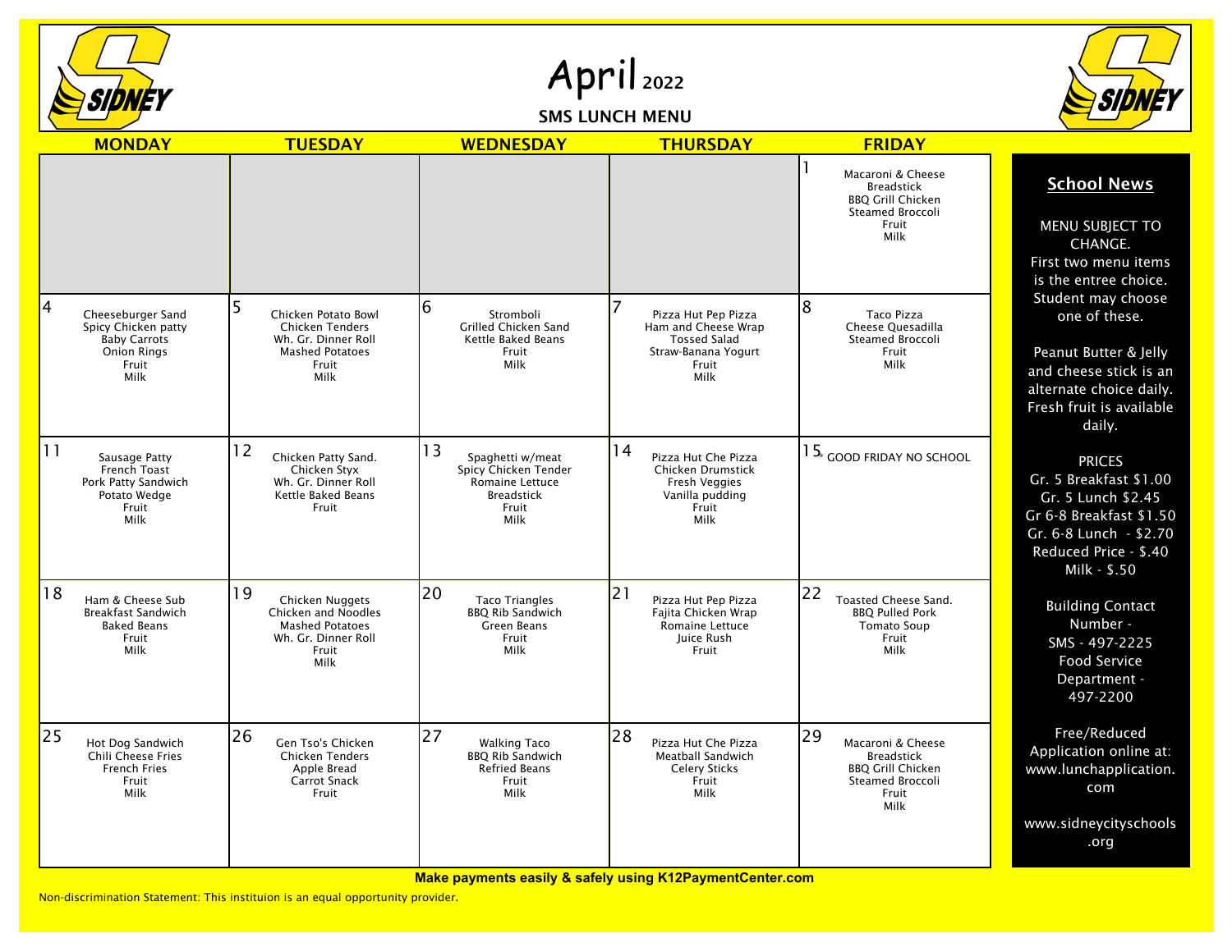# April 2022

## SMS LUNCH MENU

| MONDAY | TUESDAY | WEDNESDAY | THURSDAY | FRIDAY |
|---|---|---|---|---|
| | | | | 1 Macaroni & Cheese, Breadstick, BBQ Grill Chicken, Steamed Broccoli, Fruit, Milk |
| 4 Cheeseburger Sand, Spicy Chicken patty, Baby Carrots, Onion Rings, Fruit, Milk | 5 Chicken Potato Bowl, Chicken Tenders, Wh. Gr. Dinner Roll, Mashed Potatoes, Fruit, Milk | 6 Stromboli, Grilled Chicken Sand, Kettle Baked Beans, Fruit, Milk | 7 Pizza Hut Pep Pizza, Ham and Cheese Wrap, Tossed Salad, Straw-Banana Yogurt, Fruit, Milk | 8 Taco Pizza, Cheese Quesadilla, Steamed Broccoli, Fruit, Milk |
| 11 Sausage Patty, French Toast, Pork Patty Sandwich, Potato Wedge, Fruit, Milk | 12 Chicken Patty Sand., Chicken Styx, Wh. Gr. Dinner Roll, Kettle Baked Beans, Fruit | 13 Spaghetti w/meat, Spicy Chicken Tender, Romaine Lettuce, Breadstick, Fruit, Milk | 14 Pizza Hut Che Pizza, Chicken Drumstick, Fresh Veggies, Vanilla pudding, Fruit, Milk | 15 GOOD FRIDAY NO SCHOOL |
| 18 Ham & Cheese Sub, Breakfast Sandwich, Baked Beans, Fruit, Milk | 19 Chicken Nuggets, Chicken and Noodles, Mashed Potatoes, Wh. Gr. Dinner Roll, Fruit, Milk | 20 Taco Triangles, BBQ Rib Sandwich, Green Beans, Fruit, Milk | 21 Pizza Hut Pep Pizza, Fajita Chicken Wrap, Romaine Lettuce, Juice Rush, Fruit | 22 Toasted Cheese Sand., BBQ Pulled Pork, Tomato Soup, Fruit, Milk |
| 25 Hot Dog Sandwich, Chili Cheese Fries, French Fries, Fruit, Milk | 26 Gen Tso's Chicken, Chicken Tenders, Apple Bread, Carrot Snack, Fruit | 27 Walking Taco, BBQ Rib Sandwich, Refried Beans, Fruit, Milk | 28 Pizza Hut Che Pizza, Meatball Sandwich, Celery Sticks, Fruit, Milk | 29 Macaroni & Cheese, Breadstick, BBQ Grill Chicken, Steamed Broccoli, Fruit, Milk |

### School News

MENU SUBJECT TO CHANGE.
First two menu items is the entree choice. Student may choose one of these.

Peanut Butter & Jelly and cheese stick is an alternate choice daily. Fresh fruit is available daily.

PRICES
Gr. 5 Breakfast $1.00
Gr. 5 Lunch $2.45
Gr 6-8 Breakfast $1.50
Gr. 6-8 Lunch - $2.70
Reduced Price - $.40
Milk - $.50

Building Contact Number -
SMS - 497-2225
Food Service Department - 497-2200

Free/Reduced Application online at: www.lunchapplication.com

www.sidneycityschools.org

**Make payments easily & safely using K12PaymentCenter.com**

Non-discrimination Statement: This instituion is an equal opportunity provider.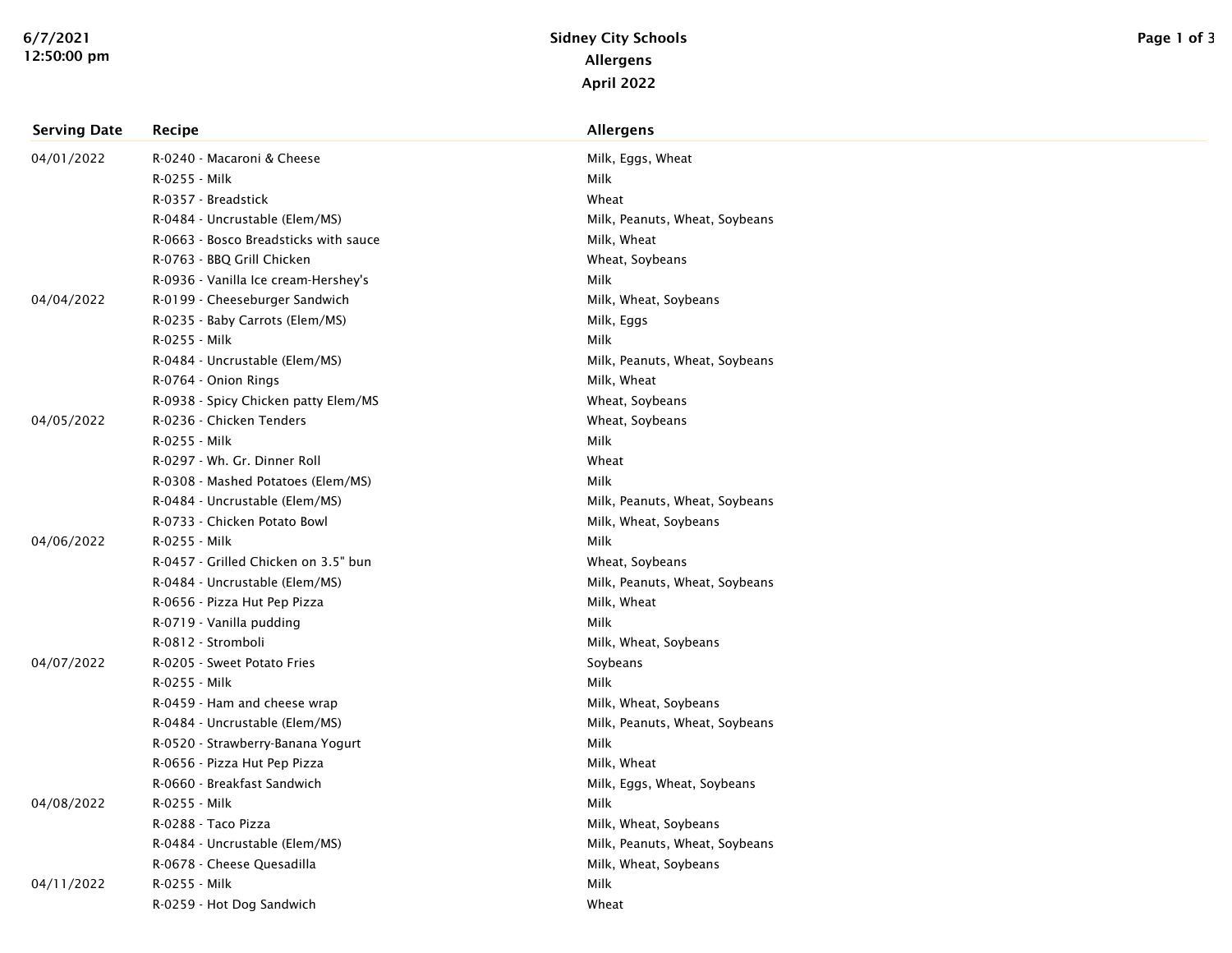# Sidney City Schools
## Allergens
## April 2022

| Serving Date | Recipe | Allergens |
|---|---|---|
| 04/01/2022 | R-0240 - Macaroni & Cheese | Milk, Eggs, Wheat |
| | R-0255 - Milk | Milk |
| | R-0357 - Breadstick | Wheat |
| | R-0484 - Uncrustable (Elem/MS) | Milk, Peanuts, Wheat, Soybeans |
| | R-0663 - Bosco Breadsticks with sauce | Milk, Wheat |
| | R-0763 - BBQ Grill Chicken | Wheat, Soybeans |
| | R-0936 - Vanilla Ice cream-Hershey's | Milk |
| 04/04/2022 | R-0199 - Cheeseburger Sandwich | Milk, Wheat, Soybeans |
| | R-0235 - Baby Carrots (Elem/MS) | Milk, Eggs |
| | R-0255 - Milk | Milk |
| | R-0484 - Uncrustable (Elem/MS) | Milk, Peanuts, Wheat, Soybeans |
| | R-0764 - Onion Rings | Milk, Wheat |
| | R-0938 - Spicy Chicken patty Elem/MS | Wheat, Soybeans |
| 04/05/2022 | R-0236 - Chicken Tenders | Wheat, Soybeans |
| | R-0255 - Milk | Milk |
| | R-0297 - Wh. Gr. Dinner Roll | Wheat |
| | R-0308 - Mashed Potatoes (Elem/MS) | Milk |
| | R-0484 - Uncrustable (Elem/MS) | Milk, Peanuts, Wheat, Soybeans |
| | R-0733 - Chicken Potato Bowl | Milk, Wheat, Soybeans |
| 04/06/2022 | R-0255 - Milk | Milk |
| | R-0457 - Grilled Chicken on 3.5" bun | Wheat, Soybeans |
| | R-0484 - Uncrustable (Elem/MS) | Milk, Peanuts, Wheat, Soybeans |
| | R-0656 - Pizza Hut Pep Pizza | Milk, Wheat |
| | R-0719 - Vanilla pudding | Milk |
| | R-0812 - Stromboli | Milk, Wheat, Soybeans |
| 04/07/2022 | R-0205 - Sweet Potato Fries | Soybeans |
| | R-0255 - Milk | Milk |
| | R-0459 - Ham and cheese wrap | Milk, Wheat, Soybeans |
| | R-0484 - Uncrustable (Elem/MS) | Milk, Peanuts, Wheat, Soybeans |
| | R-0520 - Strawberry-Banana Yogurt | Milk |
| | R-0656 - Pizza Hut Pep Pizza | Milk, Wheat |
| | R-0660 - Breakfast Sandwich | Milk, Eggs, Wheat, Soybeans |
| 04/08/2022 | R-0255 - Milk | Milk |
| | R-0288 - Taco Pizza | Milk, Wheat, Soybeans |
| | R-0484 - Uncrustable (Elem/MS) | Milk, Peanuts, Wheat, Soybeans |
| | R-0678 - Cheese Quesadilla | Milk, Wheat, Soybeans |
| 04/11/2022 | R-0255 - Milk | Milk |
| | R-0259 - Hot Dog Sandwich | Wheat |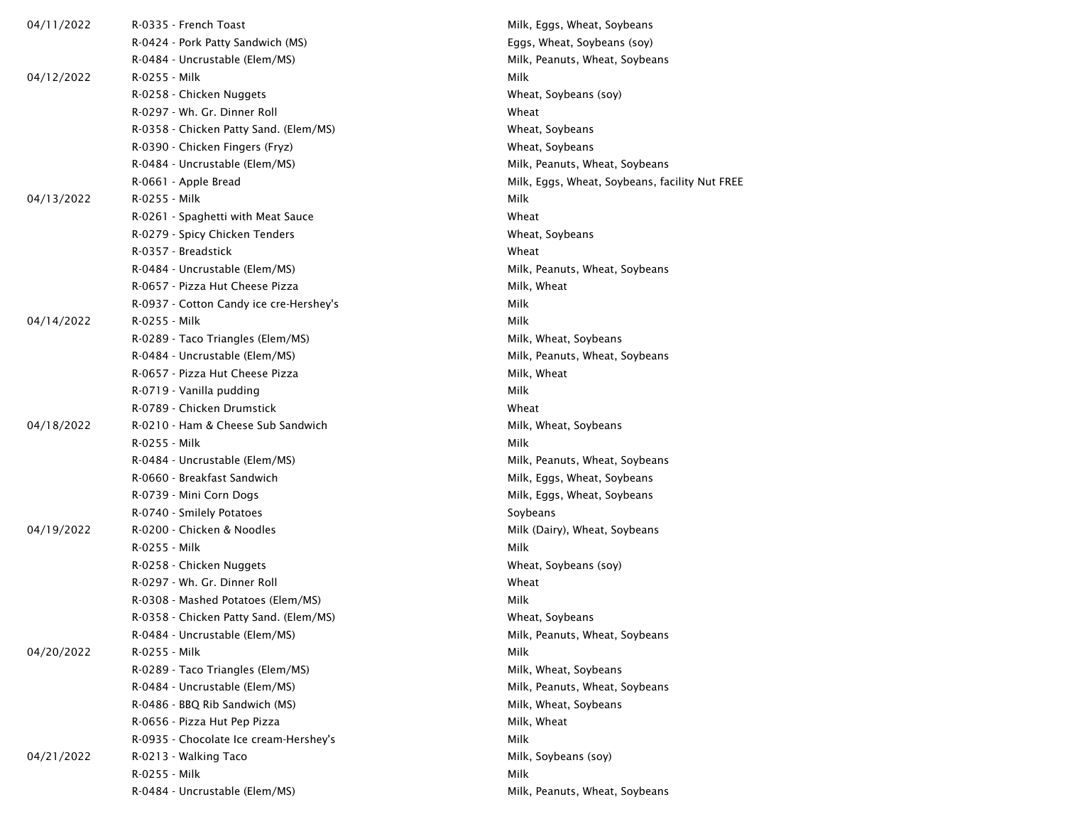| Date | Item | Allergens |
|---|---|---|
| 04/11/2022 | R-0335 - French Toast | Milk, Eggs, Wheat, Soybeans |
| | R-0424 - Pork Patty Sandwich (MS) | Eggs, Wheat, Soybeans (soy) |
| | R-0484 - Uncrustable (Elem/MS) | Milk, Peanuts, Wheat, Soybeans |
| 04/12/2022 | R-0255 - Milk | Milk |
| | R-0258 - Chicken Nuggets | Wheat, Soybeans (soy) |
| | R-0297 - Wh. Gr. Dinner Roll | Wheat |
| | R-0358 - Chicken Patty Sand. (Elem/MS) | Wheat, Soybeans |
| | R-0390 - Chicken Fingers (Fryz) | Wheat, Soybeans |
| | R-0484 - Uncrustable (Elem/MS) | Milk, Peanuts, Wheat, Soybeans |
| | R-0661 - Apple Bread | Milk, Eggs, Wheat, Soybeans, facility Nut FREE |
| 04/13/2022 | R-0255 - Milk | Milk |
| | R-0261 - Spaghetti with Meat Sauce | Wheat |
| | R-0279 - Spicy Chicken Tenders | Wheat, Soybeans |
| | R-0357 - Breadstick | Wheat |
| | R-0484 - Uncrustable (Elem/MS) | Milk, Peanuts, Wheat, Soybeans |
| | R-0657 - Pizza Hut Cheese Pizza | Milk, Wheat |
| | R-0937 - Cotton Candy ice cre-Hershey's | Milk |
| 04/14/2022 | R-0255 - Milk | Milk |
| | R-0289 - Taco Triangles (Elem/MS) | Milk, Wheat, Soybeans |
| | R-0484 - Uncrustable (Elem/MS) | Milk, Peanuts, Wheat, Soybeans |
| | R-0657 - Pizza Hut Cheese Pizza | Milk, Wheat |
| | R-0719 - Vanilla pudding | Milk |
| | R-0789 - Chicken Drumstick | Wheat |
| 04/18/2022 | R-0210 - Ham & Cheese Sub Sandwich | Milk, Wheat, Soybeans |
| | R-0255 - Milk | Milk |
| | R-0484 - Uncrustable (Elem/MS) | Milk, Peanuts, Wheat, Soybeans |
| | R-0660 - Breakfast Sandwich | Milk, Eggs, Wheat, Soybeans |
| | R-0739 - Mini Corn Dogs | Milk, Eggs, Wheat, Soybeans |
| | R-0740 - Smilely Potatoes | Soybeans |
| 04/19/2022 | R-0200 - Chicken & Noodles | Milk (Dairy), Wheat, Soybeans |
| | R-0255 - Milk | Milk |
| | R-0258 - Chicken Nuggets | Wheat, Soybeans (soy) |
| | R-0297 - Wh. Gr. Dinner Roll | Wheat |
| | R-0308 - Mashed Potatoes (Elem/MS) | Milk |
| | R-0358 - Chicken Patty Sand. (Elem/MS) | Wheat, Soybeans |
| | R-0484 - Uncrustable (Elem/MS) | Milk, Peanuts, Wheat, Soybeans |
| 04/20/2022 | R-0255 - Milk | Milk |
| | R-0289 - Taco Triangles (Elem/MS) | Milk, Wheat, Soybeans |
| | R-0484 - Uncrustable (Elem/MS) | Milk, Peanuts, Wheat, Soybeans |
| | R-0486 - BBQ Rib Sandwich (MS) | Milk, Wheat, Soybeans |
| | R-0656 - Pizza Hut Pep Pizza | Milk, Wheat |
| | R-0935 - Chocolate Ice cream-Hershey's | Milk |
| 04/21/2022 | R-0213 - Walking Taco | Milk, Soybeans (soy) |
| | R-0255 - Milk | Milk |
| | R-0484 - Uncrustable (Elem/MS) | Milk, Peanuts, Wheat, Soybeans |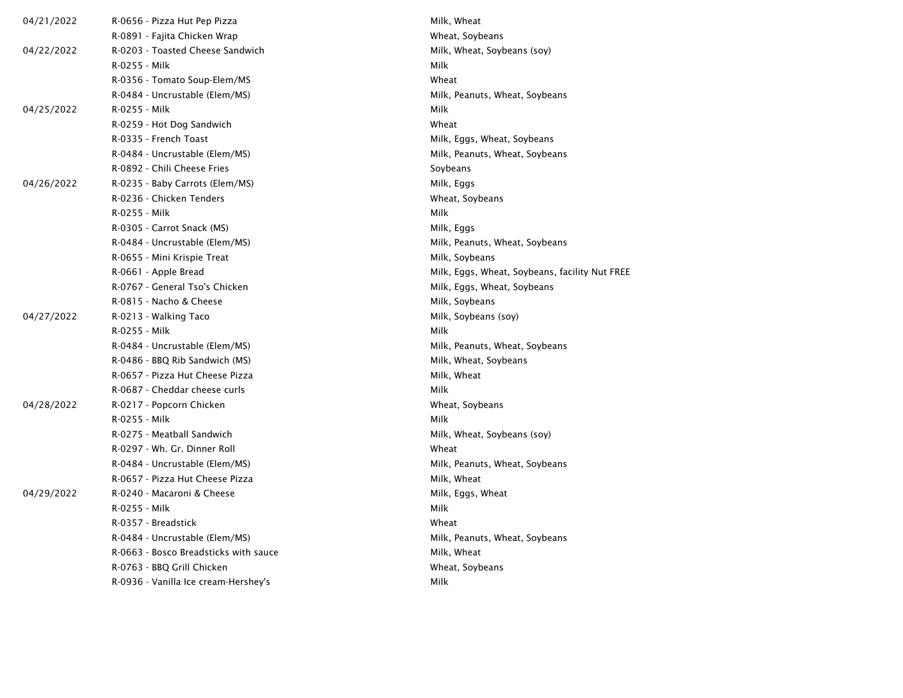| | | |
|---|---|---|
| 04/21/2022 | R-0656 - Pizza Hut Pep Pizza | Milk, Wheat |
| | R-0891 - Fajita Chicken Wrap | Wheat, Soybeans |
| 04/22/2022 | R-0203 - Toasted Cheese Sandwich | Milk, Wheat, Soybeans (soy) |
| | R-0255 - Milk | Milk |
| | R-0356 - Tomato Soup-Elem/MS | Wheat |
| | R-0484 - Uncrustable (Elem/MS) | Milk, Peanuts, Wheat, Soybeans |
| 04/25/2022 | R-0255 - Milk | Milk |
| | R-0259 - Hot Dog Sandwich | Wheat |
| | R-0335 - French Toast | Milk, Eggs, Wheat, Soybeans |
| | R-0484 - Uncrustable (Elem/MS) | Milk, Peanuts, Wheat, Soybeans |
| | R-0892 - Chili Cheese Fries | Soybeans |
| 04/26/2022 | R-0235 - Baby Carrots (Elem/MS) | Milk, Eggs |
| | R-0236 - Chicken Tenders | Wheat, Soybeans |
| | R-0255 - Milk | Milk |
| | R-0305 - Carrot Snack (MS) | Milk, Eggs |
| | R-0484 - Uncrustable (Elem/MS) | Milk, Peanuts, Wheat, Soybeans |
| | R-0655 - Mini Krispie Treat | Milk, Soybeans |
| | R-0661 - Apple Bread | Milk, Eggs, Wheat, Soybeans, facility Nut FREE |
| | R-0767 - General Tso's Chicken | Milk, Eggs, Wheat, Soybeans |
| | R-0815 - Nacho & Cheese | Milk, Soybeans |
| 04/27/2022 | R-0213 - Walking Taco | Milk, Soybeans (soy) |
| | R-0255 - Milk | Milk |
| | R-0484 - Uncrustable (Elem/MS) | Milk, Peanuts, Wheat, Soybeans |
| | R-0486 - BBQ Rib Sandwich (MS) | Milk, Wheat, Soybeans |
| | R-0657 - Pizza Hut Cheese Pizza | Milk, Wheat |
| | R-0687 - Cheddar cheese curls | Milk |
| 04/28/2022 | R-0217 - Popcorn Chicken | Wheat, Soybeans |
| | R-0255 - Milk | Milk |
| | R-0275 - Meatball Sandwich | Milk, Wheat, Soybeans (soy) |
| | R-0297 - Wh. Gr. Dinner Roll | Wheat |
| | R-0484 - Uncrustable (Elem/MS) | Milk, Peanuts, Wheat, Soybeans |
| | R-0657 - Pizza Hut Cheese Pizza | Milk, Wheat |
| 04/29/2022 | R-0240 - Macaroni & Cheese | Milk, Eggs, Wheat |
| | R-0255 - Milk | Milk |
| | R-0357 - Breadstick | Wheat |
| | R-0484 - Uncrustable (Elem/MS) | Milk, Peanuts, Wheat, Soybeans |
| | R-0663 - Bosco Breadsticks with sauce | Milk, Wheat |
| | R-0763 - BBQ Grill Chicken | Wheat, Soybeans |
| | R-0936 - Vanilla Ice cream-Hershey's | Milk |